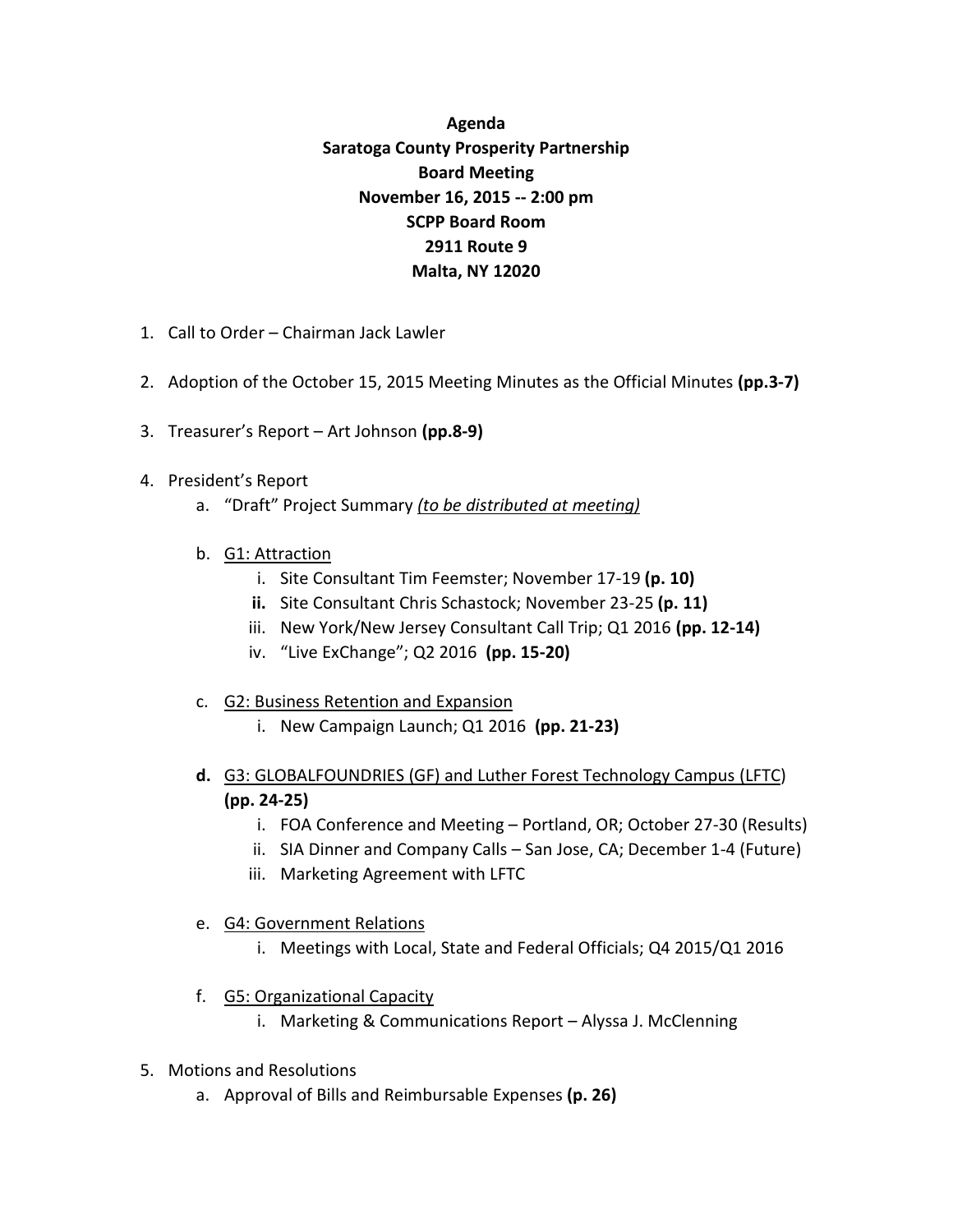**Agenda**
**Saratoga County Prosperity Partnership**
**Board Meeting**
**November 16, 2015 -- 2:00 pm**
**SCPP Board Room**
**2911 Route 9**
**Malta, NY 12020**

1. Call to Order – Chairman Jack Lawler

2. Adoption of the October 15, 2015 Meeting Minutes as the Official Minutes **(pp.3-7)**

3. Treasurer's Report – Art Johnson **(pp.8-9)**

4. President's Report
   a. "Draft" Project Summary *(to be distributed at meeting)*

   b. G1: Attraction
      i. Site Consultant Tim Feemster; November 17-19 **(p. 10)**
      **ii.** Site Consultant Chris Schastock; November 23-25 **(p. 11)**
      iii. New York/New Jersey Consultant Call Trip; Q1 2016 **(pp. 12-14)**
      iv. "Live ExChange"; Q2 2016 **(pp. 15-20)**

   c. G2: Business Retention and Expansion
      i. New Campaign Launch; Q1 2016 **(pp. 21-23)**

   **d.** G3: GLOBALFOUNDRIES (GF) and Luther Forest Technology Campus (LFTC) **(pp. 24-25)**
      i. FOA Conference and Meeting – Portland, OR; October 27-30 (Results)
      ii. SIA Dinner and Company Calls – San Jose, CA; December 1-4 (Future)
      iii. Marketing Agreement with LFTC

   e. G4: Government Relations
      i. Meetings with Local, State and Federal Officials; Q4 2015/Q1 2016

   f. G5: Organizational Capacity
      i. Marketing & Communications Report – Alyssa J. McClenning

5. Motions and Resolutions
   a. Approval of Bills and Reimbursable Expenses **(p. 26)**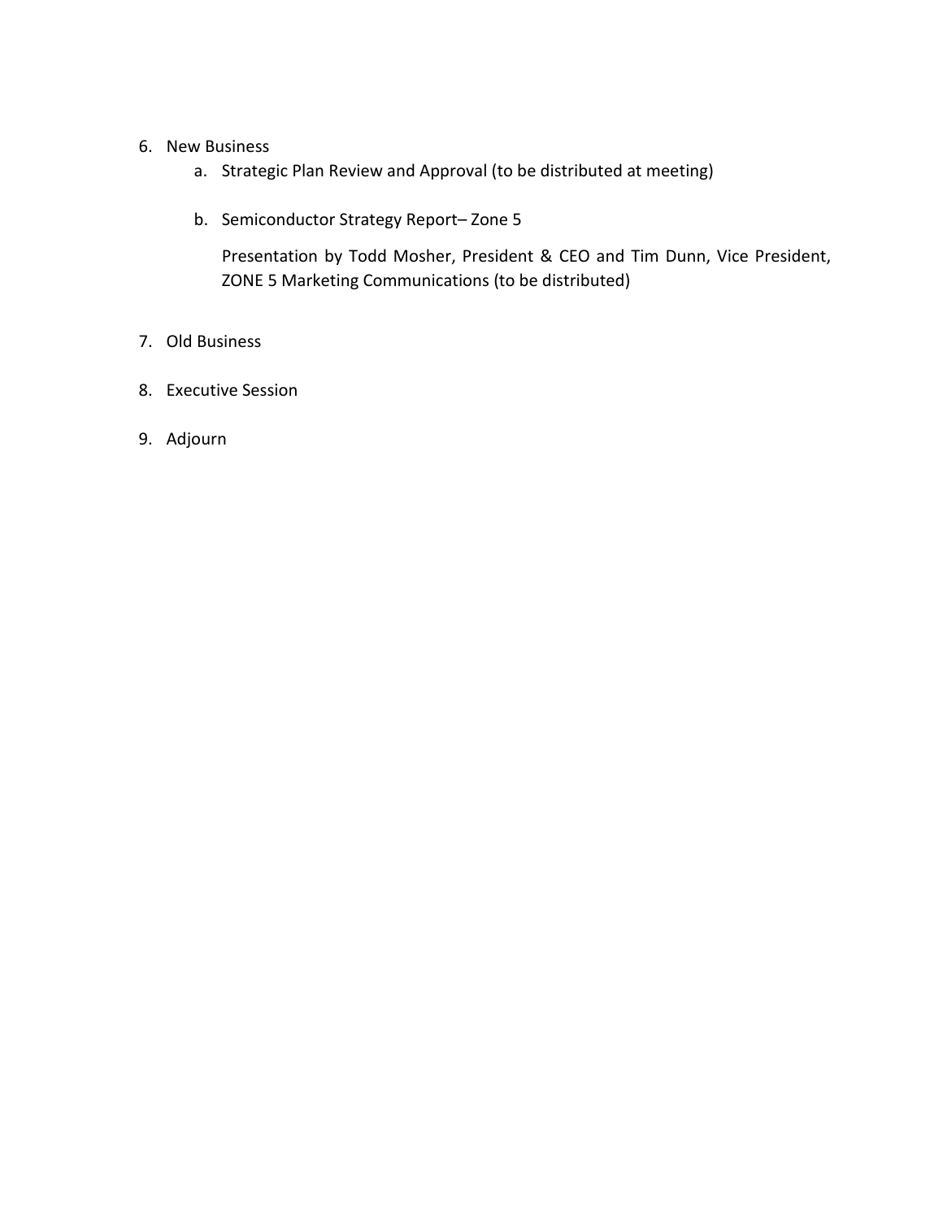6. New Business
    a. Strategic Plan Review and Approval (to be distributed at meeting)

    b. Semiconductor Strategy Report– Zone 5

        Presentation by Todd Mosher, President & CEO and Tim Dunn, Vice President, ZONE 5 Marketing Communications (to be distributed)

7. Old Business

8. Executive Session

9. Adjourn